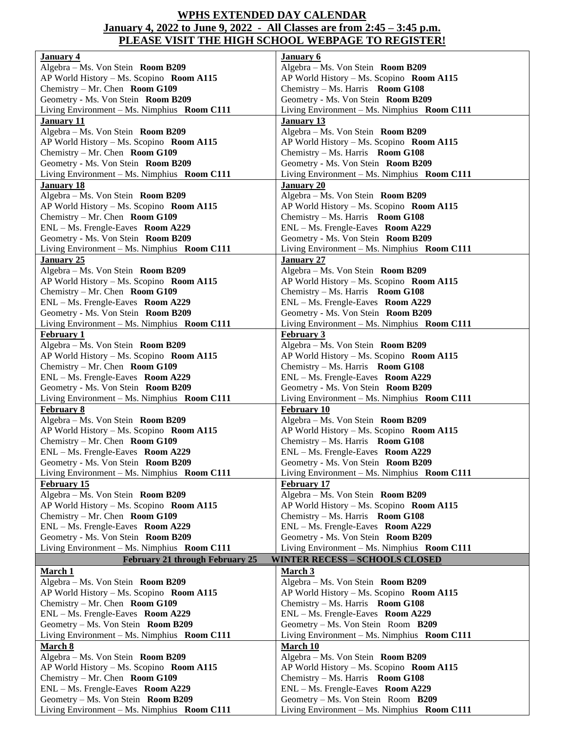# WPHS EXTENDED DAY CALENDAR

## January 4, 2022 to June 9, 2022 - All Classes are from 2:45 – 3:45 p.m.

## PLEASE VISIT THE HIGH SCHOOL WEBPAGE TO REGISTER!

| | |
|---|---|
| **January 4**<br>Algebra – Ms. Von Stein **Room B209**<br>AP World History – Ms. Scopino **Room A115**<br>Chemistry – Mr. Chen **Room G109**<br>Geometry - Ms. Von Stein **Room B209**<br>Living Environment – Ms. Nimphius **Room C111** | **January 6**<br>Algebra – Ms. Von Stein **Room B209**<br>AP World History – Ms. Scopino **Room A115**<br>Chemistry – Ms. Harris **Room G108**<br>Geometry - Ms. Von Stein **Room B209**<br>Living Environment – Ms. Nimphius **Room C111** |
| **January 11**<br>Algebra – Ms. Von Stein **Room B209**<br>AP World History – Ms. Scopino **Room A115**<br>Chemistry – Mr. Chen **Room G109**<br>Geometry - Ms. Von Stein **Room B209**<br>Living Environment – Ms. Nimphius **Room C111** | **January 13**<br>Algebra – Ms. Von Stein **Room B209**<br>AP World History – Ms. Scopino **Room A115**<br>Chemistry – Ms. Harris **Room G108**<br>Geometry - Ms. Von Stein **Room B209**<br>Living Environment – Ms. Nimphius **Room C111** |
| **January 18**<br>Algebra – Ms. Von Stein **Room B209**<br>AP World History – Ms. Scopino **Room A115**<br>Chemistry – Mr. Chen **Room G109**<br>ENL – Ms. Frengle-Eaves **Room A229**<br>Geometry - Ms. Von Stein **Room B209**<br>Living Environment – Ms. Nimphius **Room C111** | **January 20**<br>Algebra – Ms. Von Stein **Room B209**<br>AP World History – Ms. Scopino **Room A115**<br>Chemistry – Ms. Harris **Room G108**<br>ENL – Ms. Frengle-Eaves **Room A229**<br>Geometry - Ms. Von Stein **Room B209**<br>Living Environment – Ms. Nimphius **Room C111** |
| **January 25**<br>Algebra – Ms. Von Stein **Room B209**<br>AP World History – Ms. Scopino **Room A115**<br>Chemistry – Mr. Chen **Room G109**<br>ENL – Ms. Frengle-Eaves **Room A229**<br>Geometry - Ms. Von Stein **Room B209**<br>Living Environment – Ms. Nimphius **Room C111** | **January 27**<br>Algebra – Ms. Von Stein **Room B209**<br>AP World History – Ms. Scopino **Room A115**<br>Chemistry – Ms. Harris **Room G108**<br>ENL – Ms. Frengle-Eaves **Room A229**<br>Geometry - Ms. Von Stein **Room B209**<br>Living Environment – Ms. Nimphius **Room C111** |
| **February 1**<br>Algebra – Ms. Von Stein **Room B209**<br>AP World History – Ms. Scopino **Room A115**<br>Chemistry – Mr. Chen **Room G109**<br>ENL – Ms. Frengle-Eaves **Room A229**<br>Geometry - Ms. Von Stein **Room B209**<br>Living Environment – Ms. Nimphius **Room C111** | **February 3**<br>Algebra – Ms. Von Stein **Room B209**<br>AP World History – Ms. Scopino **Room A115**<br>Chemistry – Ms. Harris **Room G108**<br>ENL – Ms. Frengle-Eaves **Room A229**<br>Geometry - Ms. Von Stein **Room B209**<br>Living Environment – Ms. Nimphius **Room C111** |
| **February 8**<br>Algebra – Ms. Von Stein **Room B209**<br>AP World History – Ms. Scopino **Room A115**<br>Chemistry – Mr. Chen **Room G109**<br>ENL – Ms. Frengle-Eaves **Room A229**<br>Geometry - Ms. Von Stein **Room B209**<br>Living Environment – Ms. Nimphius **Room C111** | **February 10**<br>Algebra – Ms. Von Stein **Room B209**<br>AP World History – Ms. Scopino **Room A115**<br>Chemistry – Ms. Harris **Room G108**<br>ENL – Ms. Frengle-Eaves **Room A229**<br>Geometry - Ms. Von Stein **Room B209**<br>Living Environment – Ms. Nimphius **Room C111** |
| **February 15**<br>Algebra – Ms. Von Stein **Room B209**<br>AP World History – Ms. Scopino **Room A115**<br>Chemistry – Mr. Chen **Room G109**<br>ENL – Ms. Frengle-Eaves **Room A229**<br>Geometry - Ms. Von Stein **Room B209**<br>Living Environment – Ms. Nimphius **Room C111** | **February 17**<br>Algebra – Ms. Von Stein **Room B209**<br>AP World History – Ms. Scopino **Room A115**<br>Chemistry – Ms. Harris **Room G108**<br>ENL – Ms. Frengle-Eaves **Room A229**<br>Geometry - Ms. Von Stein **Room B209**<br>Living Environment – Ms. Nimphius **Room C111** |
| **February 21 through February 25** | **WINTER RECESS – SCHOOLS CLOSED** |
| **March 1**<br>Algebra – Ms. Von Stein **Room B209**<br>AP World History – Ms. Scopino **Room A115**<br>Chemistry – Mr. Chen **Room G109**<br>ENL – Ms. Frengle-Eaves **Room A229**<br>Geometry – Ms. Von Stein **Room B209**<br>Living Environment – Ms. Nimphius **Room C111** | **March 3**<br>Algebra – Ms. Von Stein **Room B209**<br>AP World History – Ms. Scopino **Room A115**<br>Chemistry – Ms. Harris **Room G108**<br>ENL – Ms. Frengle-Eaves **Room A229**<br>Geometry – Ms. Von Stein Room **B209**<br>Living Environment – Ms. Nimphius **Room C111** |
| **March 8**<br>Algebra – Ms. Von Stein **Room B209**<br>AP World History – Ms. Scopino **Room A115**<br>Chemistry – Mr. Chen **Room G109**<br>ENL – Ms. Frengle-Eaves **Room A229**<br>Geometry – Ms. Von Stein **Room B209**<br>Living Environment – Ms. Nimphius **Room C111** | **March 10**<br>Algebra – Ms. Von Stein **Room B209**<br>AP World History – Ms. Scopino **Room A115**<br>Chemistry – Ms. Harris **Room G108**<br>ENL – Ms. Frengle-Eaves **Room A229**<br>Geometry – Ms. Von Stein Room **B209**<br>Living Environment – Ms. Nimphius **Room C111** |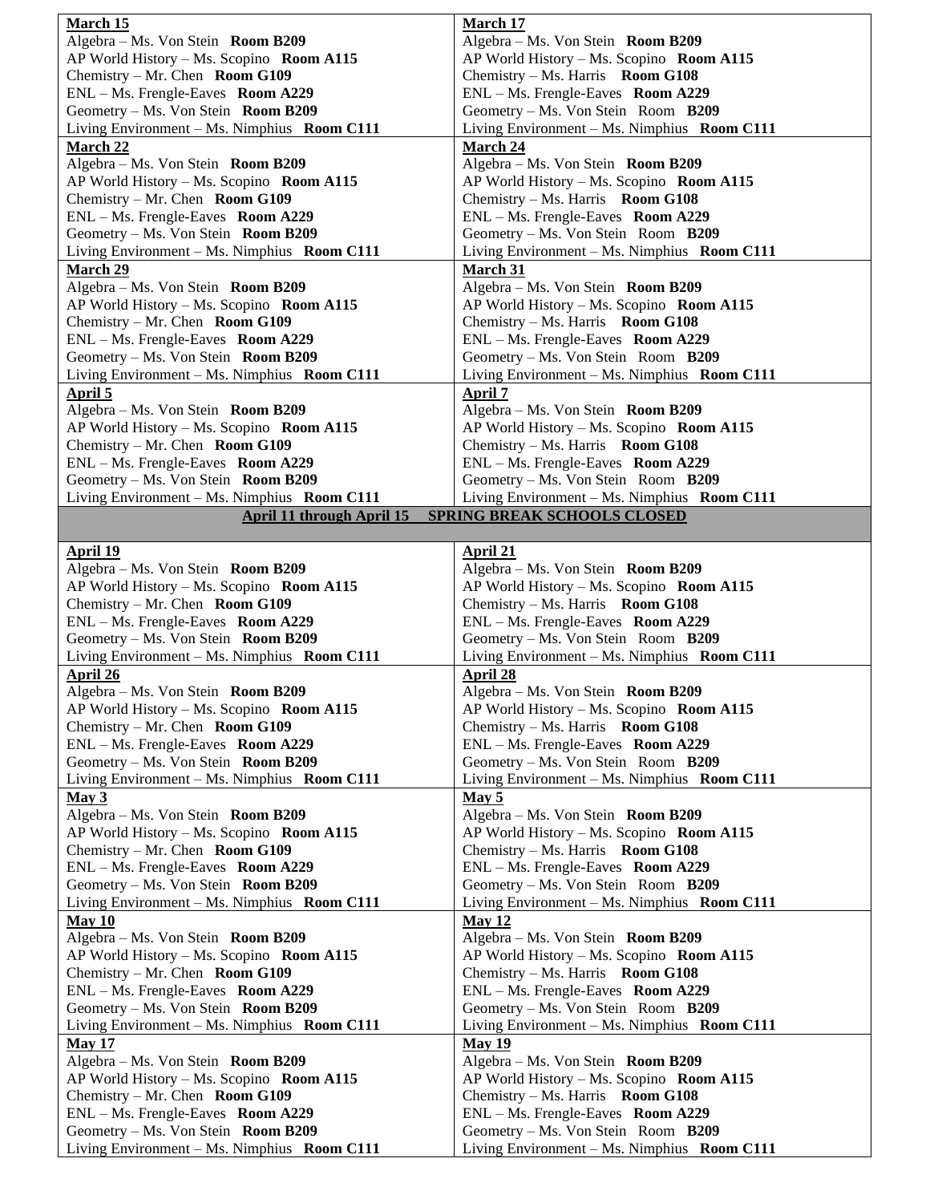| | |
|---|---|
| **March 15**<br>Algebra – Ms. Von Stein **Room B209**<br>AP World History – Ms. Scopino **Room A115**<br>Chemistry – Mr. Chen **Room G109**<br>ENL – Ms. Frengle-Eaves **Room A229**<br>Geometry – Ms. Von Stein **Room B209**<br>Living Environment – Ms. Nimphius **Room C111** | **March 17**<br>Algebra – Ms. Von Stein **Room B209**<br>AP World History – Ms. Scopino **Room A115**<br>Chemistry – Ms. Harris **Room G108**<br>ENL – Ms. Frengle-Eaves **Room A229**<br>Geometry – Ms. Von Stein Room **B209**<br>Living Environment – Ms. Nimphius **Room C111** |
| **March 22**<br>Algebra – Ms. Von Stein **Room B209**<br>AP World History – Ms. Scopino **Room A115**<br>Chemistry – Mr. Chen **Room G109**<br>ENL – Ms. Frengle-Eaves **Room A229**<br>Geometry – Ms. Von Stein **Room B209**<br>Living Environment – Ms. Nimphius **Room C111** | **March 24**<br>Algebra – Ms. Von Stein **Room B209**<br>AP World History – Ms. Scopino **Room A115**<br>Chemistry – Ms. Harris **Room G108**<br>ENL – Ms. Frengle-Eaves **Room A229**<br>Geometry – Ms. Von Stein Room **B209**<br>Living Environment – Ms. Nimphius **Room C111** |
| **March 29**<br>Algebra – Ms. Von Stein **Room B209**<br>AP World History – Ms. Scopino **Room A115**<br>Chemistry – Mr. Chen **Room G109**<br>ENL – Ms. Frengle-Eaves **Room A229**<br>Geometry – Ms. Von Stein **Room B209**<br>Living Environment – Ms. Nimphius **Room C111** | **March 31**<br>Algebra – Ms. Von Stein **Room B209**<br>AP World History – Ms. Scopino **Room A115**<br>Chemistry – Ms. Harris **Room G108**<br>ENL – Ms. Frengle-Eaves **Room A229**<br>Geometry – Ms. Von Stein Room **B209**<br>Living Environment – Ms. Nimphius **Room C111** |
| **April 5**<br>Algebra – Ms. Von Stein **Room B209**<br>AP World History – Ms. Scopino **Room A115**<br>Chemistry – Mr. Chen **Room G109**<br>ENL – Ms. Frengle-Eaves **Room A229**<br>Geometry – Ms. Von Stein **Room B209**<br>Living Environment – Ms. Nimphius **Room C111** | **April 7**<br>Algebra – Ms. Von Stein **Room B209**<br>AP World History – Ms. Scopino **Room A115**<br>Chemistry – Ms. Harris **Room G108**<br>ENL – Ms. Frengle-Eaves **Room A229**<br>Geometry – Ms. Von Stein Room **B209**<br>Living Environment – Ms. Nimphius **Room C111** |
| **April 11 through April 15 SPRING BREAK SCHOOLS CLOSED** | |
| **April 19**<br>Algebra – Ms. Von Stein **Room B209**<br>AP World History – Ms. Scopino **Room A115**<br>Chemistry – Mr. Chen **Room G109**<br>ENL – Ms. Frengle-Eaves **Room A229**<br>Geometry – Ms. Von Stein **Room B209**<br>Living Environment – Ms. Nimphius **Room C111** | **April 21**<br>Algebra – Ms. Von Stein **Room B209**<br>AP World History – Ms. Scopino **Room A115**<br>Chemistry – Ms. Harris **Room G108**<br>ENL – Ms. Frengle-Eaves **Room A229**<br>Geometry – Ms. Von Stein Room **B209**<br>Living Environment – Ms. Nimphius **Room C111** |
| **April 26**<br>Algebra – Ms. Von Stein **Room B209**<br>AP World History – Ms. Scopino **Room A115**<br>Chemistry – Mr. Chen **Room G109**<br>ENL – Ms. Frengle-Eaves **Room A229**<br>Geometry – Ms. Von Stein **Room B209**<br>Living Environment – Ms. Nimphius **Room C111** | **April 28**<br>Algebra – Ms. Von Stein **Room B209**<br>AP World History – Ms. Scopino **Room A115**<br>Chemistry – Ms. Harris **Room G108**<br>ENL – Ms. Frengle-Eaves **Room A229**<br>Geometry – Ms. Von Stein Room **B209**<br>Living Environment – Ms. Nimphius **Room C111** |
| **May 3**<br>Algebra – Ms. Von Stein **Room B209**<br>AP World History – Ms. Scopino **Room A115**<br>Chemistry – Mr. Chen **Room G109**<br>ENL – Ms. Frengle-Eaves **Room A229**<br>Geometry – Ms. Von Stein **Room B209**<br>Living Environment – Ms. Nimphius **Room C111** | **May 5**<br>Algebra – Ms. Von Stein **Room B209**<br>AP World History – Ms. Scopino **Room A115**<br>Chemistry – Ms. Harris **Room G108**<br>ENL – Ms. Frengle-Eaves **Room A229**<br>Geometry – Ms. Von Stein Room **B209**<br>Living Environment – Ms. Nimphius **Room C111** |
| **May 10**<br>Algebra – Ms. Von Stein **Room B209**<br>AP World History – Ms. Scopino **Room A115**<br>Chemistry – Mr. Chen **Room G109**<br>ENL – Ms. Frengle-Eaves **Room A229**<br>Geometry – Ms. Von Stein **Room B209**<br>Living Environment – Ms. Nimphius **Room C111** | **May 12**<br>Algebra – Ms. Von Stein **Room B209**<br>AP World History – Ms. Scopino **Room A115**<br>Chemistry – Ms. Harris **Room G108**<br>ENL – Ms. Frengle-Eaves **Room A229**<br>Geometry – Ms. Von Stein Room **B209**<br>Living Environment – Ms. Nimphius **Room C111** |
| **May 17**<br>Algebra – Ms. Von Stein **Room B209**<br>AP World History – Ms. Scopino **Room A115**<br>Chemistry – Mr. Chen **Room G109**<br>ENL – Ms. Frengle-Eaves **Room A229**<br>Geometry – Ms. Von Stein **Room B209**<br>Living Environment – Ms. Nimphius **Room C111** | **May 19**<br>Algebra – Ms. Von Stein **Room B209**<br>AP World History – Ms. Scopino **Room A115**<br>Chemistry – Ms. Harris **Room G108**<br>ENL – Ms. Frengle-Eaves **Room A229**<br>Geometry – Ms. Von Stein Room **B209**<br>Living Environment – Ms. Nimphius **Room C111** |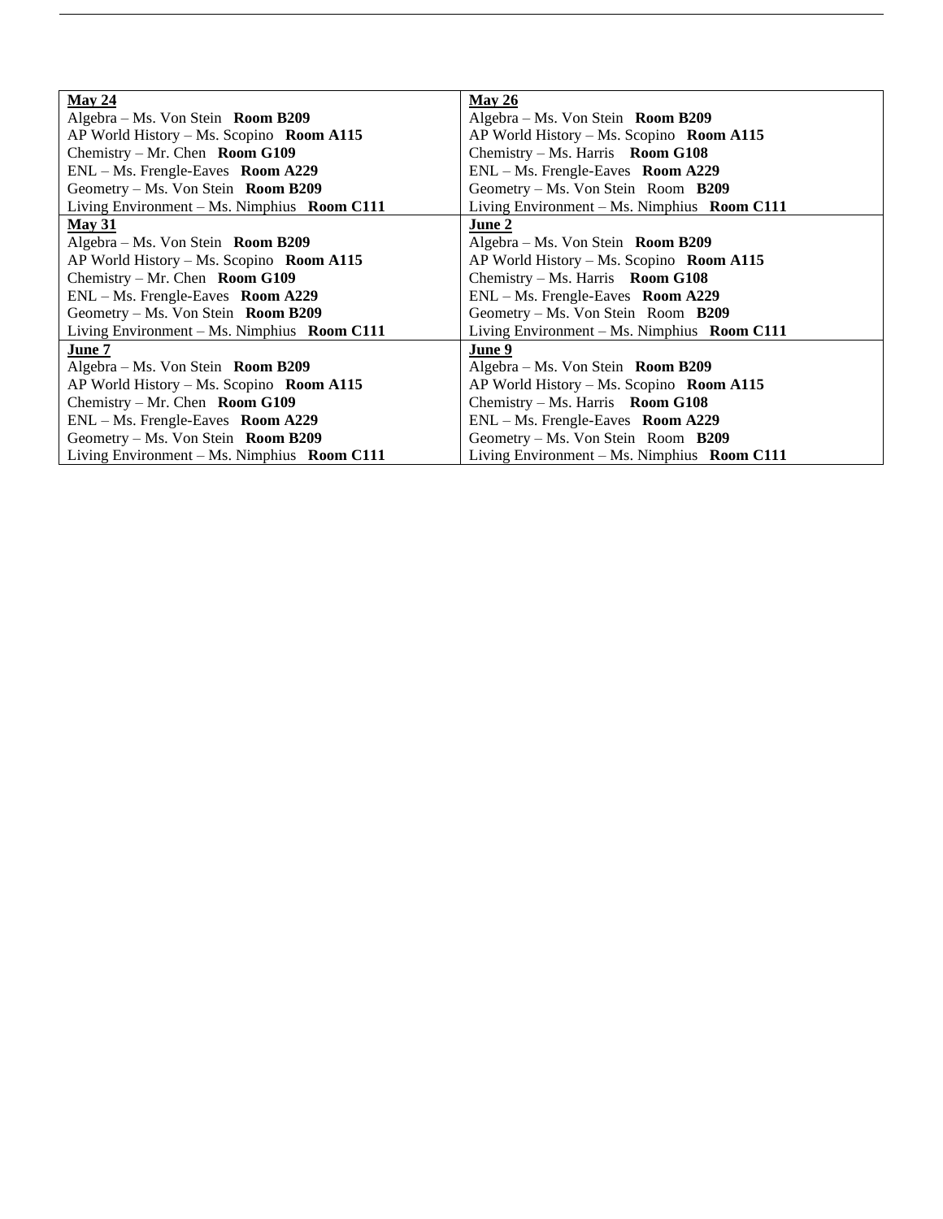| | |
|---|---|
| **May 24**<br>Algebra – Ms. Von Stein **Room B209**<br>AP World History – Ms. Scopino **Room A115**<br>Chemistry – Mr. Chen **Room G109**<br>ENL – Ms. Frengle-Eaves **Room A229**<br>Geometry – Ms. Von Stein **Room B209**<br>Living Environment – Ms. Nimphius **Room C111** | **May 26**<br>Algebra – Ms. Von Stein **Room B209**<br>AP World History – Ms. Scopino **Room A115**<br>Chemistry – Ms. Harris **Room G108**<br>ENL – Ms. Frengle-Eaves **Room A229**<br>Geometry – Ms. Von Stein Room **B209**<br>Living Environment – Ms. Nimphius **Room C111** |
| **May 31**<br>Algebra – Ms. Von Stein **Room B209**<br>AP World History – Ms. Scopino **Room A115**<br>Chemistry – Mr. Chen **Room G109**<br>ENL – Ms. Frengle-Eaves **Room A229**<br>Geometry – Ms. Von Stein **Room B209**<br>Living Environment – Ms. Nimphius **Room C111** | **June 2**<br>Algebra – Ms. Von Stein **Room B209**<br>AP World History – Ms. Scopino **Room A115**<br>Chemistry – Ms. Harris **Room G108**<br>ENL – Ms. Frengle-Eaves **Room A229**<br>Geometry – Ms. Von Stein Room **B209**<br>Living Environment – Ms. Nimphius **Room C111** |
| **June 7**<br>Algebra – Ms. Von Stein **Room B209**<br>AP World History – Ms. Scopino **Room A115**<br>Chemistry – Mr. Chen **Room G109**<br>ENL – Ms. Frengle-Eaves **Room A229**<br>Geometry – Ms. Von Stein **Room B209**<br>Living Environment – Ms. Nimphius **Room C111** | **June 9**<br>Algebra – Ms. Von Stein **Room B209**<br>AP World History – Ms. Scopino **Room A115**<br>Chemistry – Ms. Harris **Room G108**<br>ENL – Ms. Frengle-Eaves **Room A229**<br>Geometry – Ms. Von Stein Room **B209**<br>Living Environment – Ms. Nimphius **Room C111** |